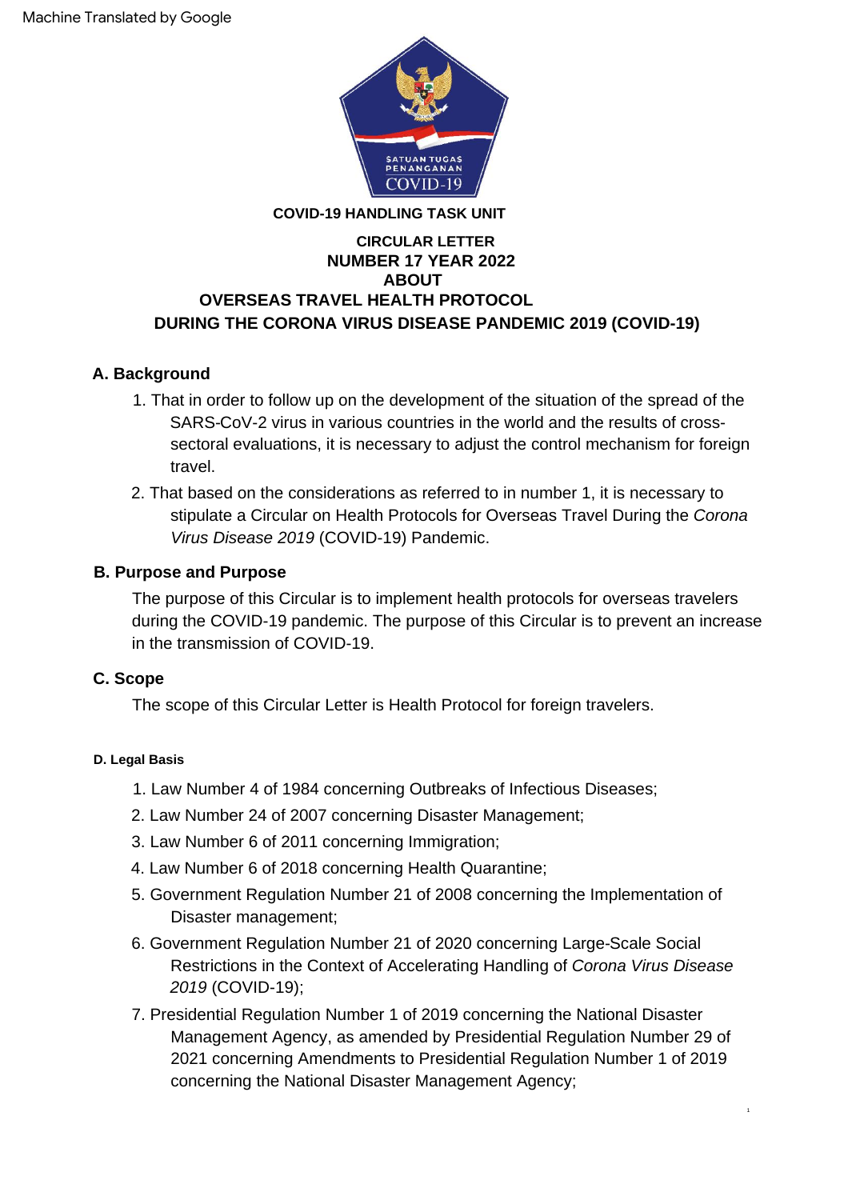Machine Translated by Google

**COVID-19 HANDLING TASK UNIT**

# CIRCULAR LETTER NUMBER 17 YEAR 2022 ABOUT OVERSEAS TRAVEL HEALTH PROTOCOL DURING THE CORONA VIRUS DISEASE PANDEMIC 2019 (COVID-19)

## A. Background

1. That in order to follow up on the development of the situation of the spread of the SARS-CoV-2 virus in various countries in the world and the results of cross-sectoral evaluations, it is necessary to adjust the control mechanism for foreign travel.
2. That based on the considerations as referred to in number 1, it is necessary to stipulate a Circular on Health Protocols for Overseas Travel During the *Corona Virus Disease 2019* (COVID-19) Pandemic.

## B. Purpose and Purpose

The purpose of this Circular is to implement health protocols for overseas travelers during the COVID-19 pandemic. The purpose of this Circular is to prevent an increase in the transmission of COVID-19.

## C. Scope

The scope of this Circular Letter is Health Protocol for foreign travelers.

## D. Legal Basis

1. Law Number 4 of 1984 concerning Outbreaks of Infectious Diseases;
2. Law Number 24 of 2007 concerning Disaster Management;
3. Law Number 6 of 2011 concerning Immigration;
4. Law Number 6 of 2018 concerning Health Quarantine;
5. Government Regulation Number 21 of 2008 concerning the Implementation of Disaster management;
6. Government Regulation Number 21 of 2020 concerning Large-Scale Social Restrictions in the Context of Accelerating Handling of *Corona Virus Disease 2019* (COVID-19);
7. Presidential Regulation Number 1 of 2019 concerning the National Disaster Management Agency, as amended by Presidential Regulation Number 29 of 2021 concerning Amendments to Presidential Regulation Number 1 of 2019 concerning the National Disaster Management Agency;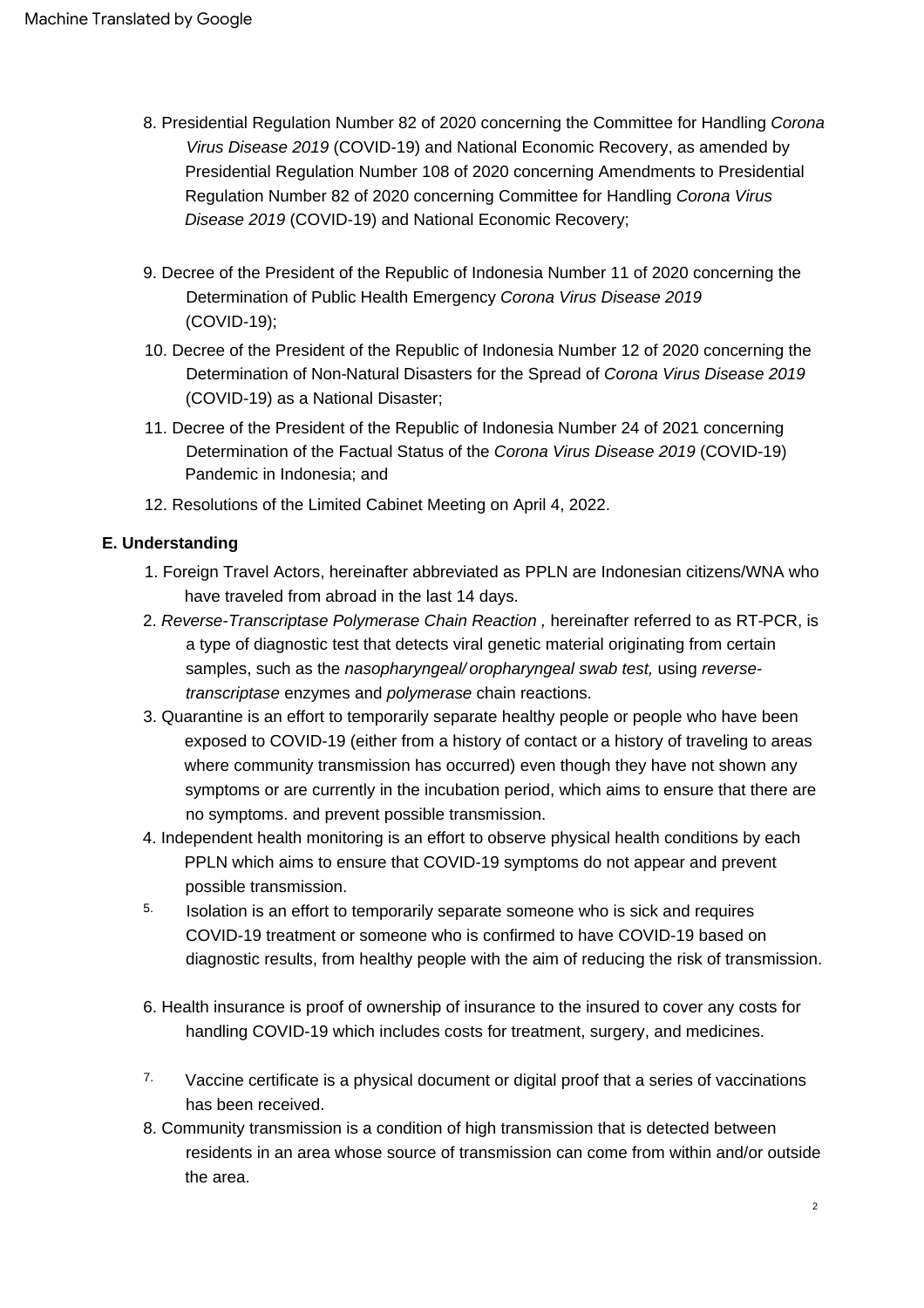8. Presidential Regulation Number 82 of 2020 concerning the Committee for Handling *Corona Virus Disease 2019* (COVID-19) and National Economic Recovery, as amended by Presidential Regulation Number 108 of 2020 concerning Amendments to Presidential Regulation Number 82 of 2020 concerning Committee for Handling *Corona Virus Disease 2019* (COVID-19) and National Economic Recovery;

9. Decree of the President of the Republic of Indonesia Number 11 of 2020 concerning the Determination of Public Health Emergency *Corona Virus Disease 2019* (COVID-19);

10. Decree of the President of the Republic of Indonesia Number 12 of 2020 concerning the Determination of Non-Natural Disasters for the Spread of *Corona Virus Disease 2019* (COVID-19) as a National Disaster;

11. Decree of the President of the Republic of Indonesia Number 24 of 2021 concerning Determination of the Factual Status of the *Corona Virus Disease 2019* (COVID-19) Pandemic in Indonesia; and

12. Resolutions of the Limited Cabinet Meeting on April 4, 2022.

**E. Understanding**

1. Foreign Travel Actors, hereinafter abbreviated as PPLN are Indonesian citizens/WNA who have traveled from abroad in the last 14 days.
2. *Reverse-Transcriptase Polymerase Chain Reaction ,* hereinafter referred to as RT-PCR, is a type of diagnostic test that detects viral genetic material originating from certain samples, such as the *nasopharyngeal/ oropharyngeal swab test,* using *reverse-transcriptase* enzymes and *polymerase* chain reactions.
3. Quarantine is an effort to temporarily separate healthy people or people who have been exposed to COVID-19 (either from a history of contact or a history of traveling to areas where community transmission has occurred) even though they have not shown any symptoms or are currently in the incubation period, which aims to ensure that there are no symptoms. and prevent possible transmission.
4. Independent health monitoring is an effort to observe physical health conditions by each PPLN which aims to ensure that COVID-19 symptoms do not appear and prevent possible transmission.
5. Isolation is an effort to temporarily separate someone who is sick and requires COVID-19 treatment or someone who is confirmed to have COVID-19 based on diagnostic results, from healthy people with the aim of reducing the risk of transmission.

6. Health insurance is proof of ownership of insurance to the insured to cover any costs for handling COVID-19 which includes costs for treatment, surgery, and medicines.

7. Vaccine certificate is a physical document or digital proof that a series of vaccinations has been received.
8. Community transmission is a condition of high transmission that is detected between residents in an area whose source of transmission can come from within and/or outside the area.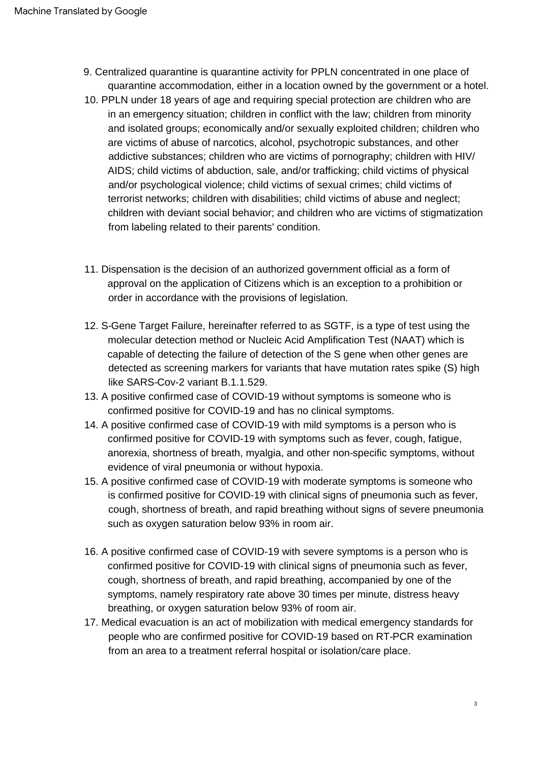9. Centralized quarantine is quarantine activity for PPLN concentrated in one place of quarantine accommodation, either in a location owned by the government or a hotel.
10. PPLN under 18 years of age and requiring special protection are children who are in an emergency situation; children in conflict with the law; children from minority and isolated groups; economically and/or sexually exploited children; children who are victims of abuse of narcotics, alcohol, psychotropic substances, and other addictive substances; children who are victims of pornography; children with HIV/ AIDS; child victims of abduction, sale, and/or trafficking; child victims of physical and/or psychological violence; child victims of sexual crimes; child victims of terrorist networks; children with disabilities; child victims of abuse and neglect; children with deviant social behavior; and children who are victims of stigmatization from labeling related to their parents' condition.
11. Dispensation is the decision of an authorized government official as a form of approval on the application of Citizens which is an exception to a prohibition or order in accordance with the provisions of legislation.
12. S-Gene Target Failure, hereinafter referred to as SGTF, is a type of test using the molecular detection method or Nucleic Acid Amplification Test (NAAT) which is capable of detecting the failure of detection of the S gene when other genes are detected as screening markers for variants that have mutation rates spike (S) high like SARS-Cov-2 variant B.1.1.529.
13. A positive confirmed case of COVID-19 without symptoms is someone who is confirmed positive for COVID-19 and has no clinical symptoms.
14. A positive confirmed case of COVID-19 with mild symptoms is a person who is confirmed positive for COVID-19 with symptoms such as fever, cough, fatigue, anorexia, shortness of breath, myalgia, and other non-specific symptoms, without evidence of viral pneumonia or without hypoxia.
15. A positive confirmed case of COVID-19 with moderate symptoms is someone who is confirmed positive for COVID-19 with clinical signs of pneumonia such as fever, cough, shortness of breath, and rapid breathing without signs of severe pneumonia such as oxygen saturation below 93% in room air.
16. A positive confirmed case of COVID-19 with severe symptoms is a person who is confirmed positive for COVID-19 with clinical signs of pneumonia such as fever, cough, shortness of breath, and rapid breathing, accompanied by one of the symptoms, namely respiratory rate above 30 times per minute, distress heavy breathing, or oxygen saturation below 93% of room air.
17. Medical evacuation is an act of mobilization with medical emergency standards for people who are confirmed positive for COVID-19 based on RT-PCR examination from an area to a treatment referral hospital or isolation/care place.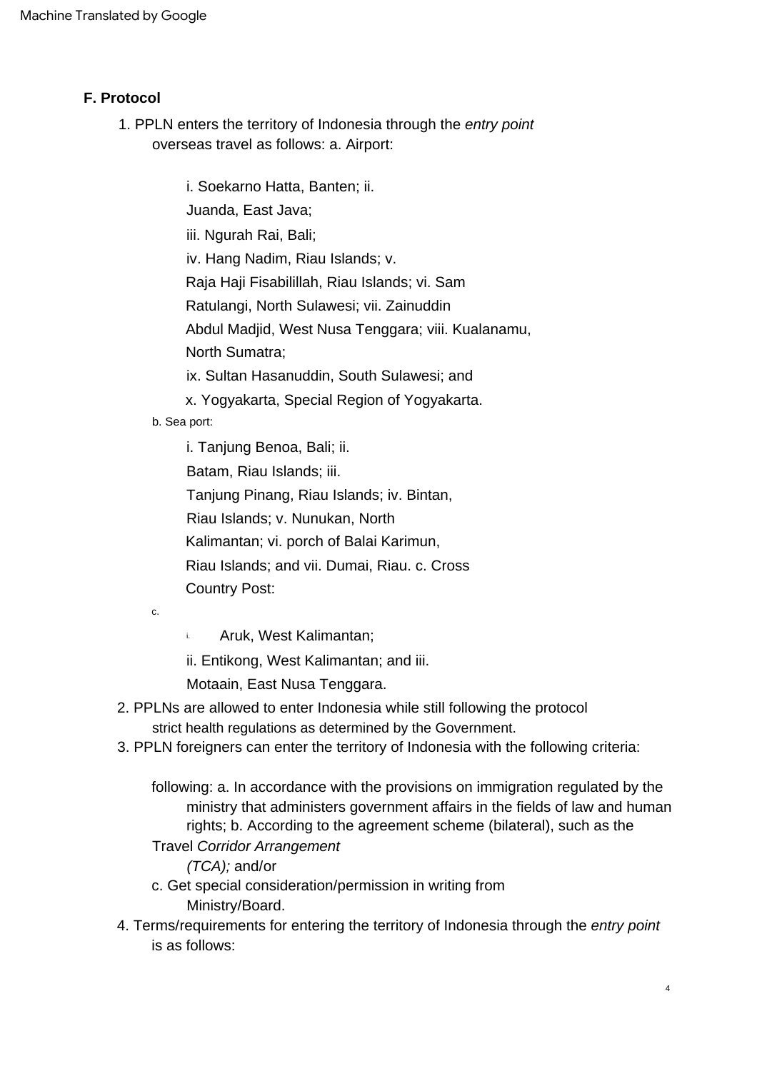Machine Translated by Google

**F. Protocol**

1. PPLN enters the territory of Indonesia through the *entry point* overseas travel as follows:
   a. Airport:
      i. Soekarno Hatta, Banten;
      ii. Juanda, East Java;
      iii. Ngurah Rai, Bali;
      iv. Hang Nadim, Riau Islands;
      v. Raja Haji Fisabilillah, Riau Islands;
      vi. Sam Ratulangi, North Sulawesi;
      vii. Zainuddin Abdul Madjid, West Nusa Tenggara;
      viii. Kualanamu, North Sumatra;
      ix. Sultan Hasanuddin, South Sulawesi; and
      x. Yogyakarta, Special Region of Yogyakarta.
   b. Sea port:
      i. Tanjung Benoa, Bali;
      ii. Batam, Riau Islands;
      iii. Tanjung Pinang, Riau Islands;
      iv. Bintan, Riau Islands;
      v. Nunukan, North Kalimantan;
      vi. porch of Balai Karimun, Riau Islands; and
      vii. Dumai, Riau.
   c. Cross Country Post:
      i. Aruk, West Kalimantan;
      ii. Entikong, West Kalimantan; and
      iii. Motaain, East Nusa Tenggara.
2. PPLNs are allowed to enter Indonesia while still following the protocol strict health regulations as determined by the Government.
3. PPLN foreigners can enter the territory of Indonesia with the following criteria:
   following:
   a. In accordance with the provisions on immigration regulated by the ministry that administers government affairs in the fields of law and human rights;
   b. According to the agreement scheme (bilateral), such as the Travel *Corridor Arrangement (TCA);* and/or
   c. Get special consideration/permission in writing from Ministry/Board.
4. Terms/requirements for entering the territory of Indonesia through the *entry point* is as follows: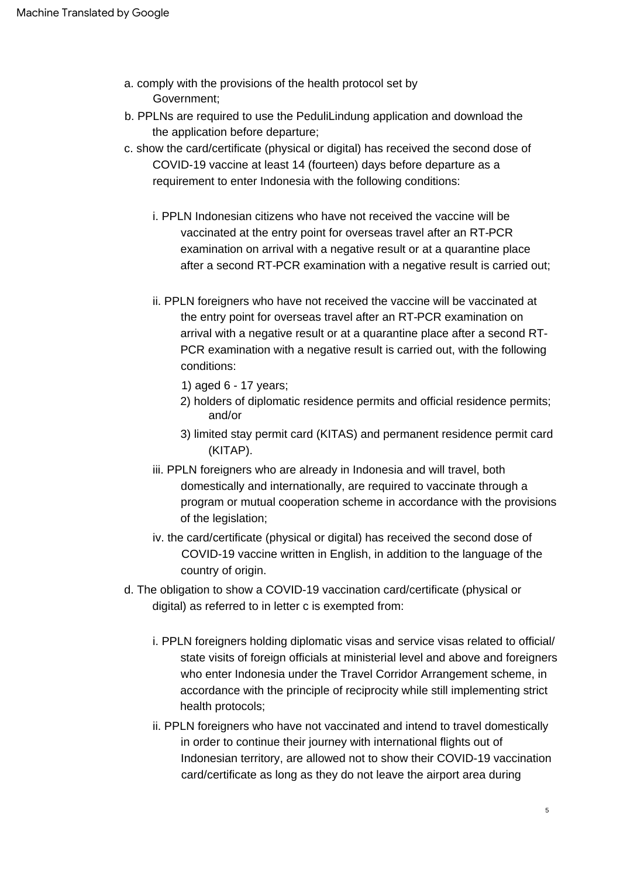a. comply with the provisions of the health protocol set by Government;

b. PPLNs are required to use the PeduliLindung application and download the the application before departure;

c. show the card/certificate (physical or digital) has received the second dose of COVID-19 vaccine at least 14 (fourteen) days before departure as a requirement to enter Indonesia with the following conditions:

   i. PPLN Indonesian citizens who have not received the vaccine will be vaccinated at the entry point for overseas travel after an RT-PCR examination on arrival with a negative result or at a quarantine place after a second RT-PCR examination with a negative result is carried out;

   ii. PPLN foreigners who have not received the vaccine will be vaccinated at the entry point for overseas travel after an RT-PCR examination on arrival with a negative result or at a quarantine place after a second RT-PCR examination with a negative result is carried out, with the following conditions:

      1) aged 6 - 17 years;
      2) holders of diplomatic residence permits and official residence permits; and/or
      3) limited stay permit card (KITAS) and permanent residence permit card (KITAP).

   iii. PPLN foreigners who are already in Indonesia and will travel, both domestically and internationally, are required to vaccinate through a program or mutual cooperation scheme in accordance with the provisions of the legislation;

   iv. the card/certificate (physical or digital) has received the second dose of COVID-19 vaccine written in English, in addition to the language of the country of origin.

d. The obligation to show a COVID-19 vaccination card/certificate (physical or digital) as referred to in letter c is exempted from:

   i. PPLN foreigners holding diplomatic visas and service visas related to official/ state visits of foreign officials at ministerial level and above and foreigners who enter Indonesia under the Travel Corridor Arrangement scheme, in accordance with the principle of reciprocity while still implementing strict health protocols;

   ii. PPLN foreigners who have not vaccinated and intend to travel domestically in order to continue their journey with international flights out of Indonesian territory, are allowed not to show their COVID-19 vaccination card/certificate as long as they do not leave the airport area during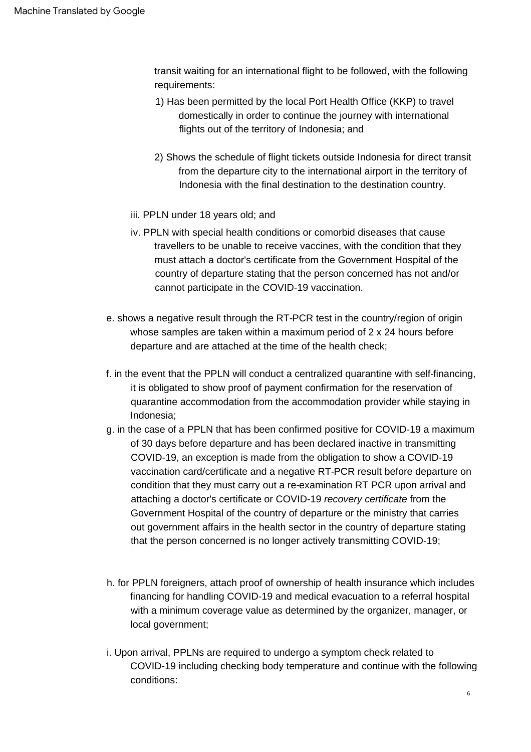transit waiting for an international flight to be followed, with the following requirements:

1) Has been permitted by the local Port Health Office (KKP) to travel domestically in order to continue the journey with international flights out of the territory of Indonesia; and

2) Shows the schedule of flight tickets outside Indonesia for direct transit from the departure city to the international airport in the territory of Indonesia with the final destination to the destination country.

iii. PPLN under 18 years old; and

iv. PPLN with special health conditions or comorbid diseases that cause travellers to be unable to receive vaccines, with the condition that they must attach a doctor's certificate from the Government Hospital of the country of departure stating that the person concerned has not and/or cannot participate in the COVID-19 vaccination.

e. shows a negative result through the RT-PCR test in the country/region of origin whose samples are taken within a maximum period of 2 x 24 hours before departure and are attached at the time of the health check;

f. in the event that the PPLN will conduct a centralized quarantine with self-financing, it is obligated to show proof of payment confirmation for the reservation of quarantine accommodation from the accommodation provider while staying in Indonesia;

g. in the case of a PPLN that has been confirmed positive for COVID-19 a maximum of 30 days before departure and has been declared inactive in transmitting COVID-19, an exception is made from the obligation to show a COVID-19 vaccination card/certificate and a negative RT-PCR result before departure on condition that they must carry out a re-examination RT PCR upon arrival and attaching a doctor's certificate or COVID-19 *recovery certificate* from the Government Hospital of the country of departure or the ministry that carries out government affairs in the health sector in the country of departure stating that the person concerned is no longer actively transmitting COVID-19;

h. for PPLN foreigners, attach proof of ownership of health insurance which includes financing for handling COVID-19 and medical evacuation to a referral hospital with a minimum coverage value as determined by the organizer, manager, or local government;

i. Upon arrival, PPLNs are required to undergo a symptom check related to COVID-19 including checking body temperature and continue with the following conditions: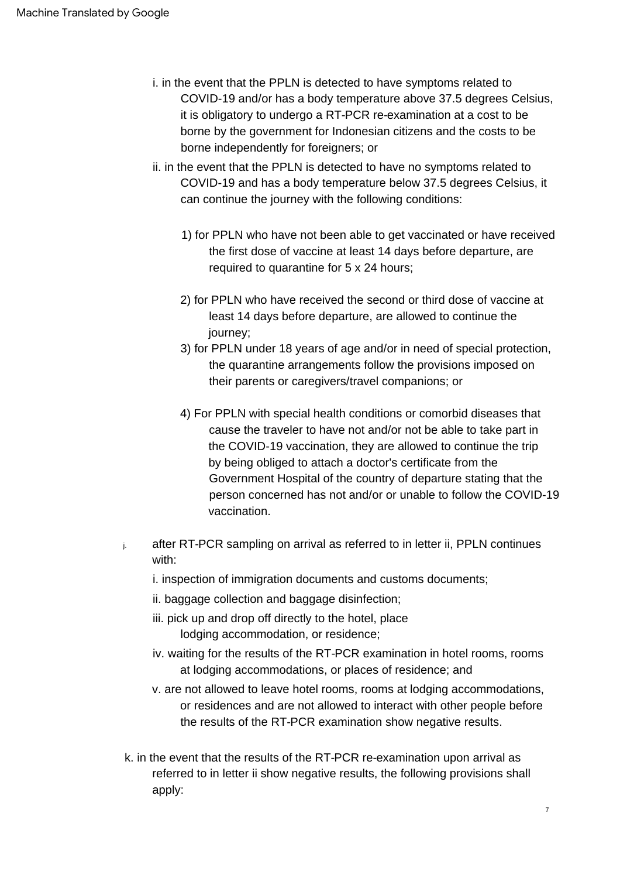i. in the event that the PPLN is detected to have symptoms related to COVID-19 and/or has a body temperature above 37.5 degrees Celsius, it is obligatory to undergo a RT-PCR re-examination at a cost to be borne by the government for Indonesian citizens and the costs to be borne independently for foreigners; or

ii. in the event that the PPLN is detected to have no symptoms related to COVID-19 and has a body temperature below 37.5 degrees Celsius, it can continue the journey with the following conditions:

1) for PPLN who have not been able to get vaccinated or have received the first dose of vaccine at least 14 days before departure, are required to quarantine for 5 x 24 hours;

2) for PPLN who have received the second or third dose of vaccine at least 14 days before departure, are allowed to continue the journey;

3) for PPLN under 18 years of age and/or in need of special protection, the quarantine arrangements follow the provisions imposed on their parents or caregivers/travel companions; or

4) For PPLN with special health conditions or comorbid diseases that cause the traveler to have not and/or not be able to take part in the COVID-19 vaccination, they are allowed to continue the trip by being obliged to attach a doctor's certificate from the Government Hospital of the country of departure stating that the person concerned has not and/or or unable to follow the COVID-19 vaccination.

j. after RT-PCR sampling on arrival as referred to in letter ii, PPLN continues with:

i. inspection of immigration documents and customs documents;

ii. baggage collection and baggage disinfection;

iii. pick up and drop off directly to the hotel, place lodging accommodation, or residence;

iv. waiting for the results of the RT-PCR examination in hotel rooms, rooms at lodging accommodations, or places of residence; and

v. are not allowed to leave hotel rooms, rooms at lodging accommodations, or residences and are not allowed to interact with other people before the results of the RT-PCR examination show negative results.

k. in the event that the results of the RT-PCR re-examination upon arrival as referred to in letter ii show negative results, the following provisions shall apply: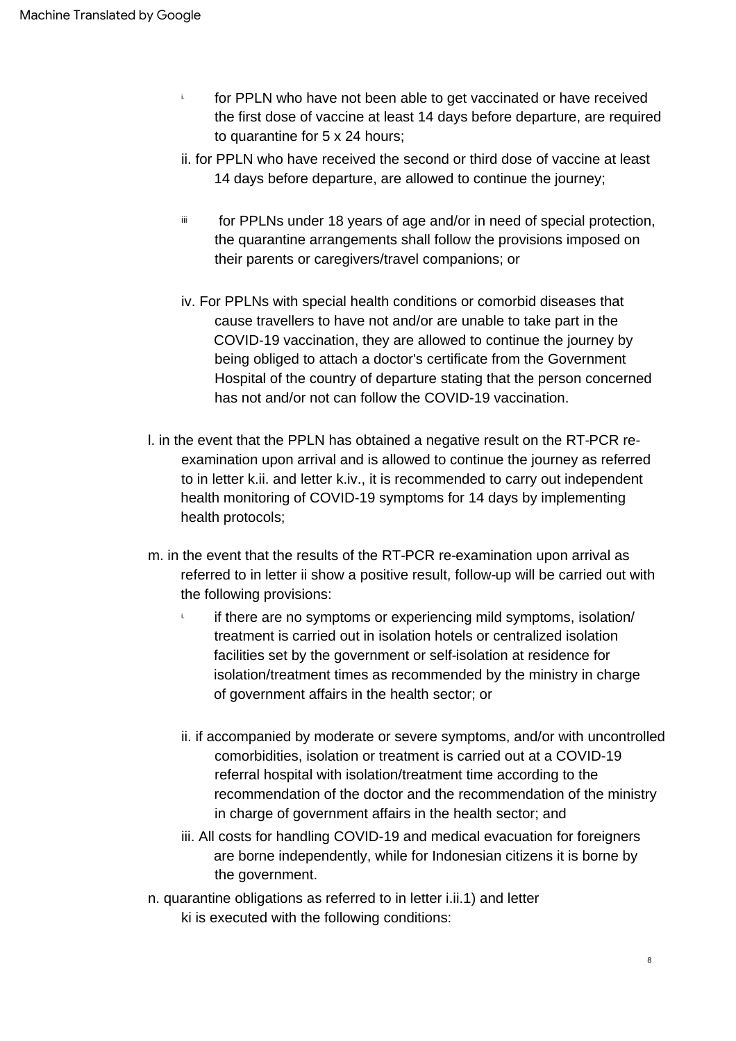i. for PPLN who have not been able to get vaccinated or have received the first dose of vaccine at least 14 days before departure, are required to quarantine for 5 x 24 hours;

ii. for PPLN who have received the second or third dose of vaccine at least 14 days before departure, are allowed to continue the journey;

iii for PPLNs under 18 years of age and/or in need of special protection, the quarantine arrangements shall follow the provisions imposed on their parents or caregivers/travel companions; or

iv. For PPLNs with special health conditions or comorbid diseases that cause travellers to have not and/or are unable to take part in the COVID-19 vaccination, they are allowed to continue the journey by being obliged to attach a doctor's certificate from the Government Hospital of the country of departure stating that the person concerned has not and/or not can follow the COVID-19 vaccination.

l. in the event that the PPLN has obtained a negative result on the RT-PCR re-examination upon arrival and is allowed to continue the journey as referred to in letter k.ii. and letter k.iv., it is recommended to carry out independent health monitoring of COVID-19 symptoms for 14 days by implementing health protocols;

m. in the event that the results of the RT-PCR re-examination upon arrival as referred to in letter ii show a positive result, follow-up will be carried out with the following provisions:

i. if there are no symptoms or experiencing mild symptoms, isolation/ treatment is carried out in isolation hotels or centralized isolation facilities set by the government or self-isolation at residence for isolation/treatment times as recommended by the ministry in charge of government affairs in the health sector; or

ii. if accompanied by moderate or severe symptoms, and/or with uncontrolled comorbidities, isolation or treatment is carried out at a COVID-19 referral hospital with isolation/treatment time according to the recommendation of the doctor and the recommendation of the ministry in charge of government affairs in the health sector; and

iii. All costs for handling COVID-19 and medical evacuation for foreigners are borne independently, while for Indonesian citizens it is borne by the government.

n. quarantine obligations as referred to in letter i.ii.1) and letter ki is executed with the following conditions: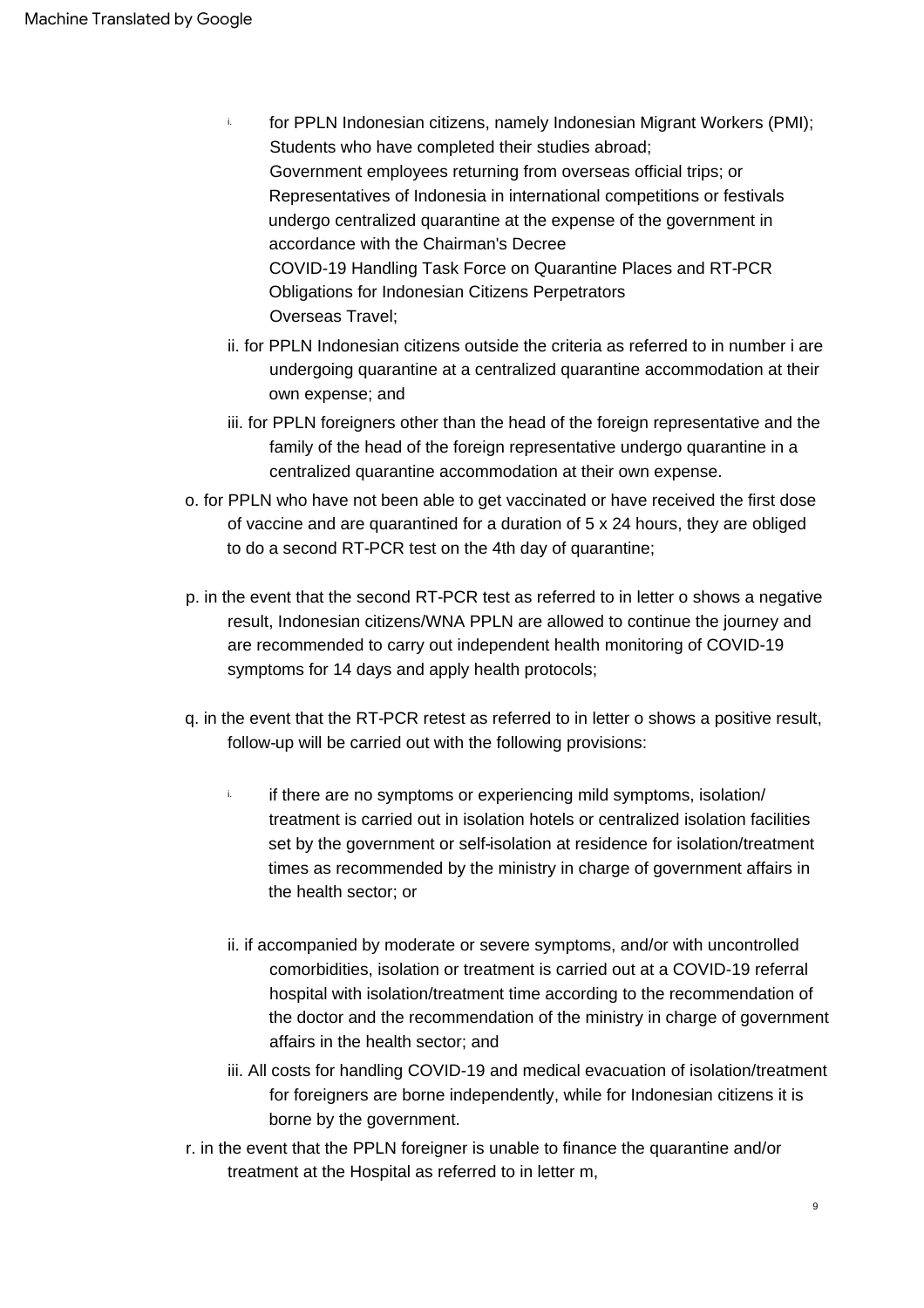i. for PPLN Indonesian citizens, namely Indonesian Migrant Workers (PMI); Students who have completed their studies abroad; Government employees returning from overseas official trips; or Representatives of Indonesia in international competitions or festivals undergo centralized quarantine at the expense of the government in accordance with the Chairman's Decree COVID-19 Handling Task Force on Quarantine Places and RT-PCR Obligations for Indonesian Citizens Perpetrators Overseas Travel;

ii. for PPLN Indonesian citizens outside the criteria as referred to in number i are undergoing quarantine at a centralized quarantine accommodation at their own expense; and

iii. for PPLN foreigners other than the head of the foreign representative and the family of the head of the foreign representative undergo quarantine in a centralized quarantine accommodation at their own expense.

o. for PPLN who have not been able to get vaccinated or have received the first dose of vaccine and are quarantined for a duration of 5 x 24 hours, they are obliged to do a second RT-PCR test on the 4th day of quarantine;

p. in the event that the second RT-PCR test as referred to in letter o shows a negative result, Indonesian citizens/WNA PPLN are allowed to continue the journey and are recommended to carry out independent health monitoring of COVID-19 symptoms for 14 days and apply health protocols;

q. in the event that the RT-PCR retest as referred to in letter o shows a positive result, follow-up will be carried out with the following provisions:

i. if there are no symptoms or experiencing mild symptoms, isolation/ treatment is carried out in isolation hotels or centralized isolation facilities set by the government or self-isolation at residence for isolation/treatment times as recommended by the ministry in charge of government affairs in the health sector; or

ii. if accompanied by moderate or severe symptoms, and/or with uncontrolled comorbidities, isolation or treatment is carried out at a COVID-19 referral hospital with isolation/treatment time according to the recommendation of the doctor and the recommendation of the ministry in charge of government affairs in the health sector; and

iii. All costs for handling COVID-19 and medical evacuation of isolation/treatment for foreigners are borne independently, while for Indonesian citizens it is borne by the government.

r. in the event that the PPLN foreigner is unable to finance the quarantine and/or treatment at the Hospital as referred to in letter m,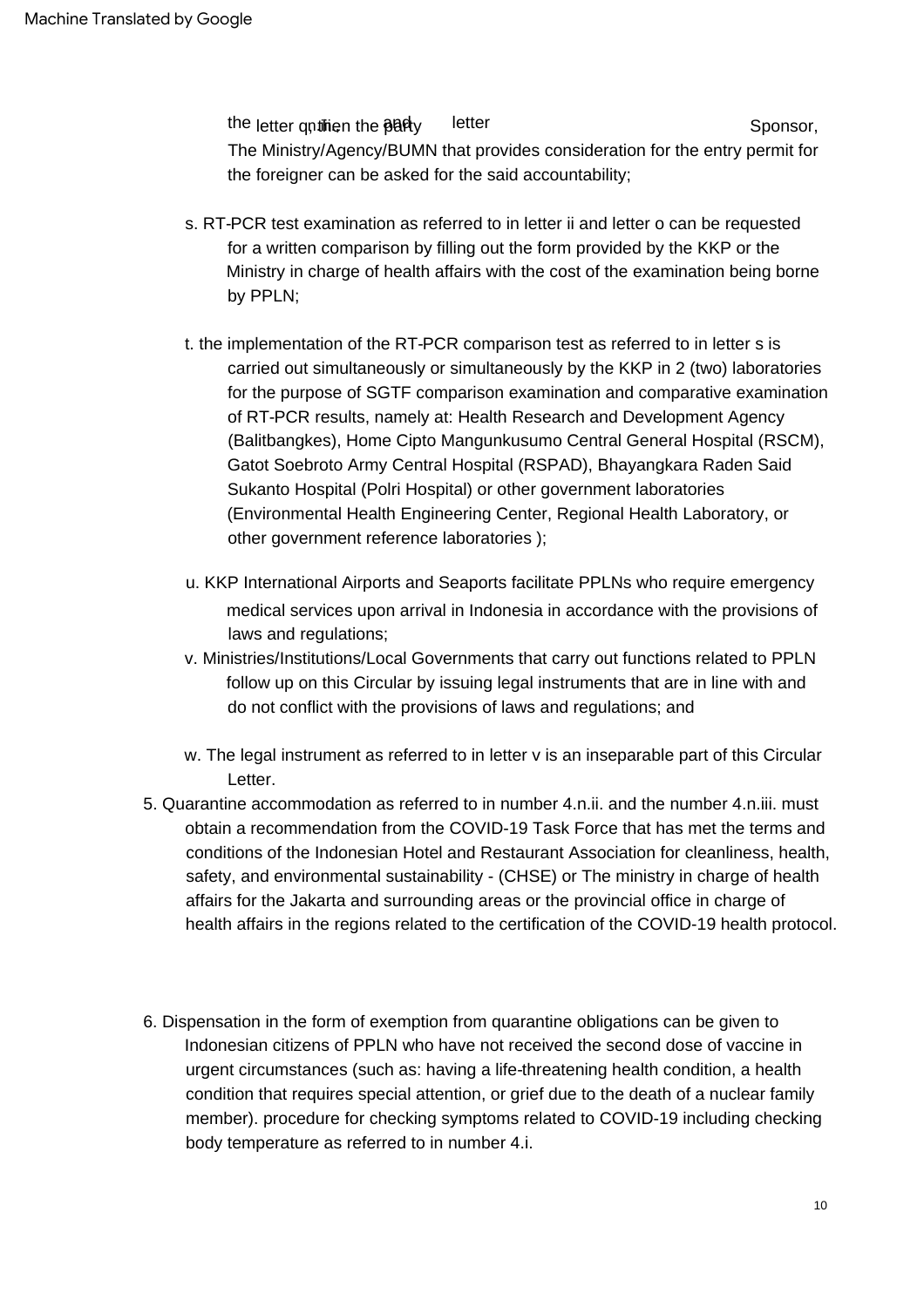the letter q, then the party and letter Sponsor, The Ministry/Agency/BUMN that provides consideration for the entry permit for the foreigner can be asked for the said accountability;

s. RT-PCR test examination as referred to in letter ii and letter o can be requested for a written comparison by filling out the form provided by the KKP or the Ministry in charge of health affairs with the cost of the examination being borne by PPLN;

t. the implementation of the RT-PCR comparison test as referred to in letter s is carried out simultaneously or simultaneously by the KKP in 2 (two) laboratories for the purpose of SGTF comparison examination and comparative examination of RT-PCR results, namely at: Health Research and Development Agency (Balitbangkes), Home Cipto Mangunkusumo Central General Hospital (RSCM), Gatot Soebroto Army Central Hospital (RSPAD), Bhayangkara Raden Said Sukanto Hospital (Polri Hospital) or other government laboratories (Environmental Health Engineering Center, Regional Health Laboratory, or other government reference laboratories );

u. KKP International Airports and Seaports facilitate PPLNs who require emergency medical services upon arrival in Indonesia in accordance with the provisions of laws and regulations;

v. Ministries/Institutions/Local Governments that carry out functions related to PPLN follow up on this Circular by issuing legal instruments that are in line with and do not conflict with the provisions of laws and regulations; and

w. The legal instrument as referred to in letter v is an inseparable part of this Circular Letter.

5. Quarantine accommodation as referred to in number 4.n.ii. and the number 4.n.iii. must obtain a recommendation from the COVID-19 Task Force that has met the terms and conditions of the Indonesian Hotel and Restaurant Association for cleanliness, health, safety, and environmental sustainability - (CHSE) or The ministry in charge of health affairs for the Jakarta and surrounding areas or the provincial office in charge of health affairs in the regions related to the certification of the COVID-19 health protocol.

6. Dispensation in the form of exemption from quarantine obligations can be given to Indonesian citizens of PPLN who have not received the second dose of vaccine in urgent circumstances (such as: having a life-threatening health condition, a health condition that requires special attention, or grief due to the death of a nuclear family member). procedure for checking symptoms related to COVID-19 including checking body temperature as referred to in number 4.i.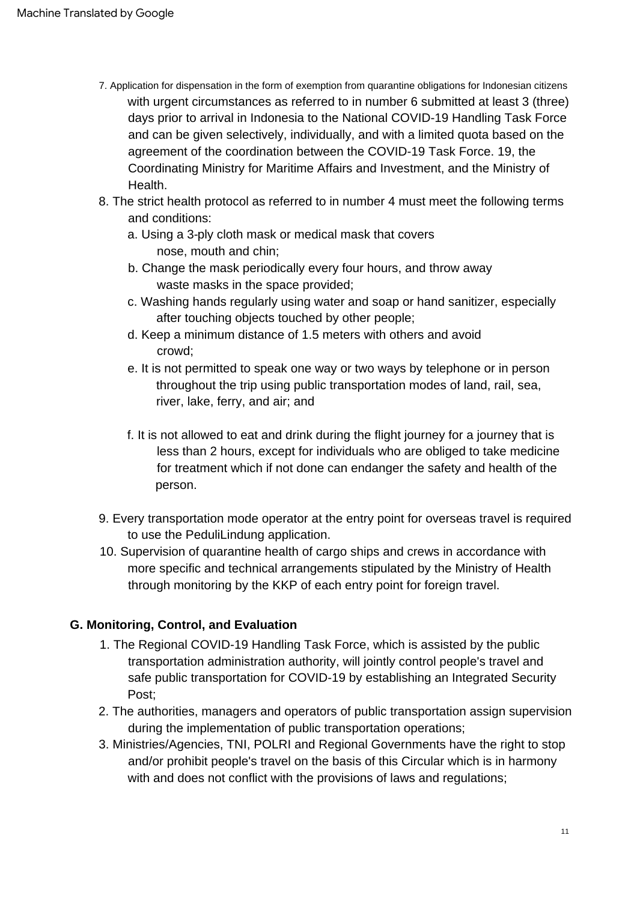7. Application for dispensation in the form of exemption from quarantine obligations for Indonesian citizens with urgent circumstances as referred to in number 6 submitted at least 3 (three) days prior to arrival in Indonesia to the National COVID-19 Handling Task Force and can be given selectively, individually, and with a limited quota based on the agreement of the coordination between the COVID-19 Task Force. 19, the Coordinating Ministry for Maritime Affairs and Investment, and the Ministry of Health.
8. The strict health protocol as referred to in number 4 must meet the following terms and conditions:
   a. Using a 3-ply cloth mask or medical mask that covers nose, mouth and chin;
   b. Change the mask periodically every four hours, and throw away waste masks in the space provided;
   c. Washing hands regularly using water and soap or hand sanitizer, especially after touching objects touched by other people;
   d. Keep a minimum distance of 1.5 meters with others and avoid crowd;
   e. It is not permitted to speak one way or two ways by telephone or in person throughout the trip using public transportation modes of land, rail, sea, river, lake, ferry, and air; and
   f. It is not allowed to eat and drink during the flight journey for a journey that is less than 2 hours, except for individuals who are obliged to take medicine for treatment which if not done can endanger the safety and health of the person.
9. Every transportation mode operator at the entry point for overseas travel is required to use the PeduliLindung application.
10. Supervision of quarantine health of cargo ships and crews in accordance with more specific and technical arrangements stipulated by the Ministry of Health through monitoring by the KKP of each entry point for foreign travel.

## G. Monitoring, Control, and Evaluation

1. The Regional COVID-19 Handling Task Force, which is assisted by the public transportation administration authority, will jointly control people's travel and safe public transportation for COVID-19 by establishing an Integrated Security Post;
2. The authorities, managers and operators of public transportation assign supervision during the implementation of public transportation operations;
3. Ministries/Agencies, TNI, POLRI and Regional Governments have the right to stop and/or prohibit people's travel on the basis of this Circular which is in harmony with and does not conflict with the provisions of laws and regulations;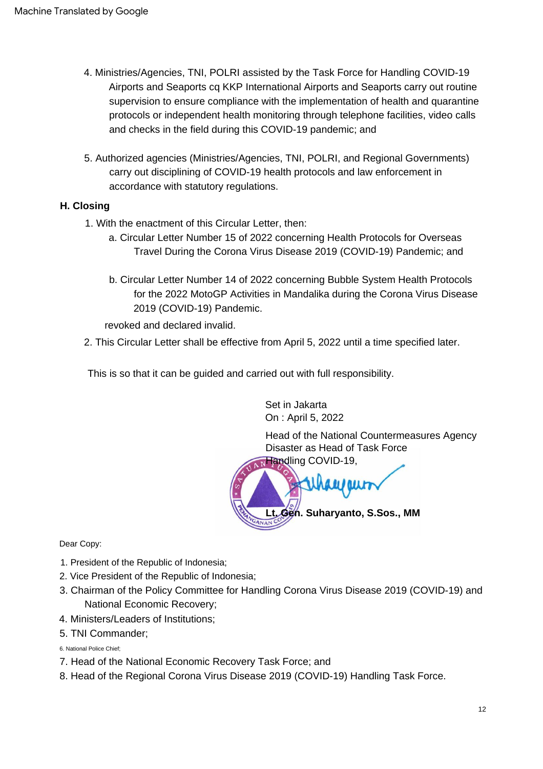4. Ministries/Agencies, TNI, POLRI assisted by the Task Force for Handling COVID-19 Airports and Seaports cq KKP International Airports and Seaports carry out routine supervision to ensure compliance with the implementation of health and quarantine protocols or independent health monitoring through telephone facilities, video calls and checks in the field during this COVID-19 pandemic; and

5. Authorized agencies (Ministries/Agencies, TNI, POLRI, and Regional Governments) carry out disciplining of COVID-19 health protocols and law enforcement in accordance with statutory regulations.

**H. Closing**

1. With the enactment of this Circular Letter, then:
   a. Circular Letter Number 15 of 2022 concerning Health Protocols for Overseas Travel During the Corona Virus Disease 2019 (COVID-19) Pandemic; and

   b. Circular Letter Number 14 of 2022 concerning Bubble System Health Protocols for the 2022 MotoGP Activities in Mandalika during the Corona Virus Disease 2019 (COVID-19) Pandemic.

   revoked and declared invalid.

2. This Circular Letter shall be effective from April 5, 2022 until a time specified later.

This is so that it can be guided and carried out with full responsibility.

Set in Jakarta
On : April 5, 2022

Head of the National Countermeasures Agency Disaster as Head of Task Force Handling COVID-19,

**Lt. Gen. Suharyanto, S.Sos., MM**

Dear Copy:

1. President of the Republic of Indonesia;
2. Vice President of the Republic of Indonesia;
3. Chairman of the Policy Committee for Handling Corona Virus Disease 2019 (COVID-19) and National Economic Recovery;
4. Ministers/Leaders of Institutions;
5. TNI Commander;
6. National Police Chief;
7. Head of the National Economic Recovery Task Force; and
8. Head of the Regional Corona Virus Disease 2019 (COVID-19) Handling Task Force.